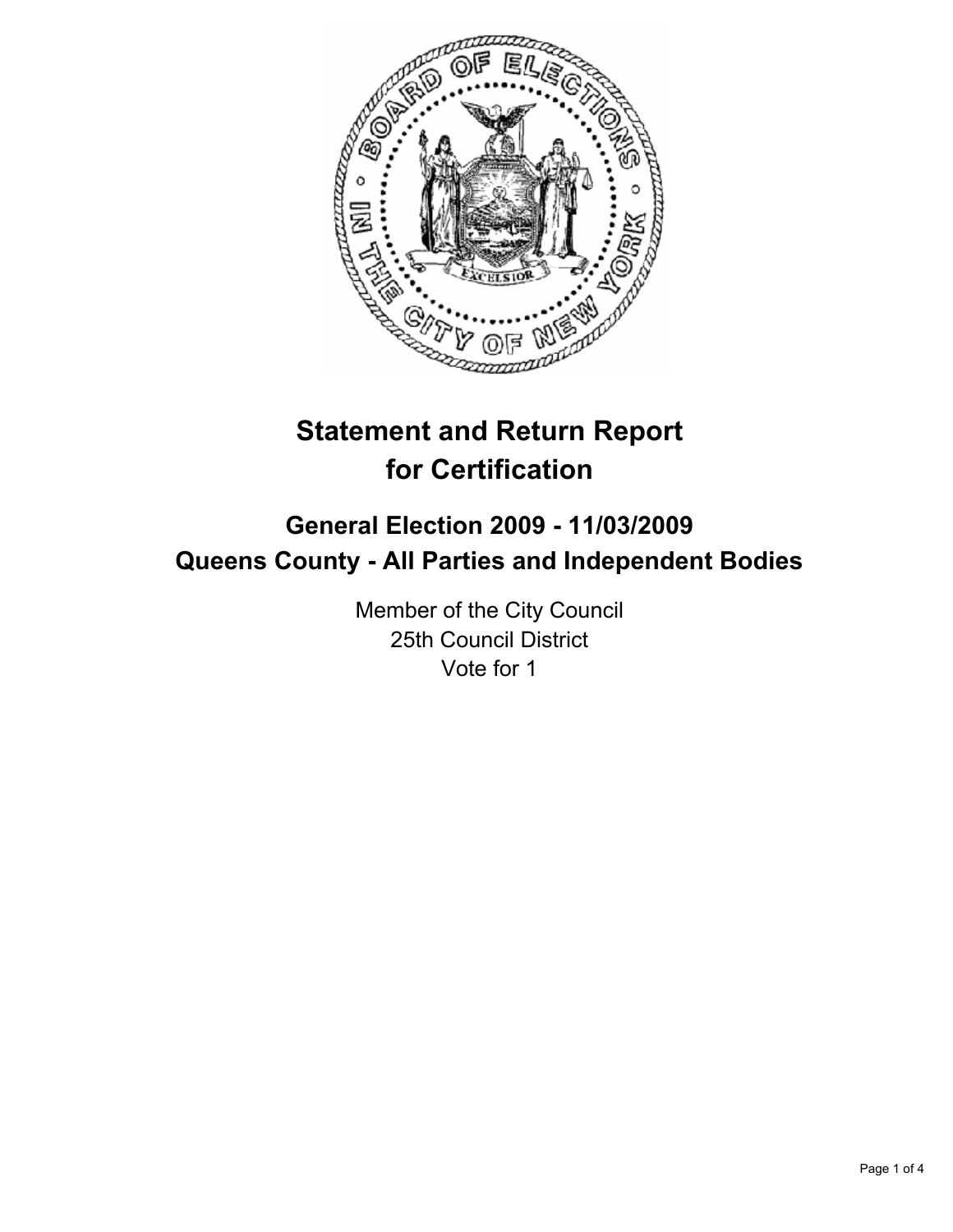# Statement and Return Report for Certification

## General Election 2009 - 11/03/2009
## Queens County - All Parties and Independent Bodies

Member of the City Council
25th Council District
Vote for 1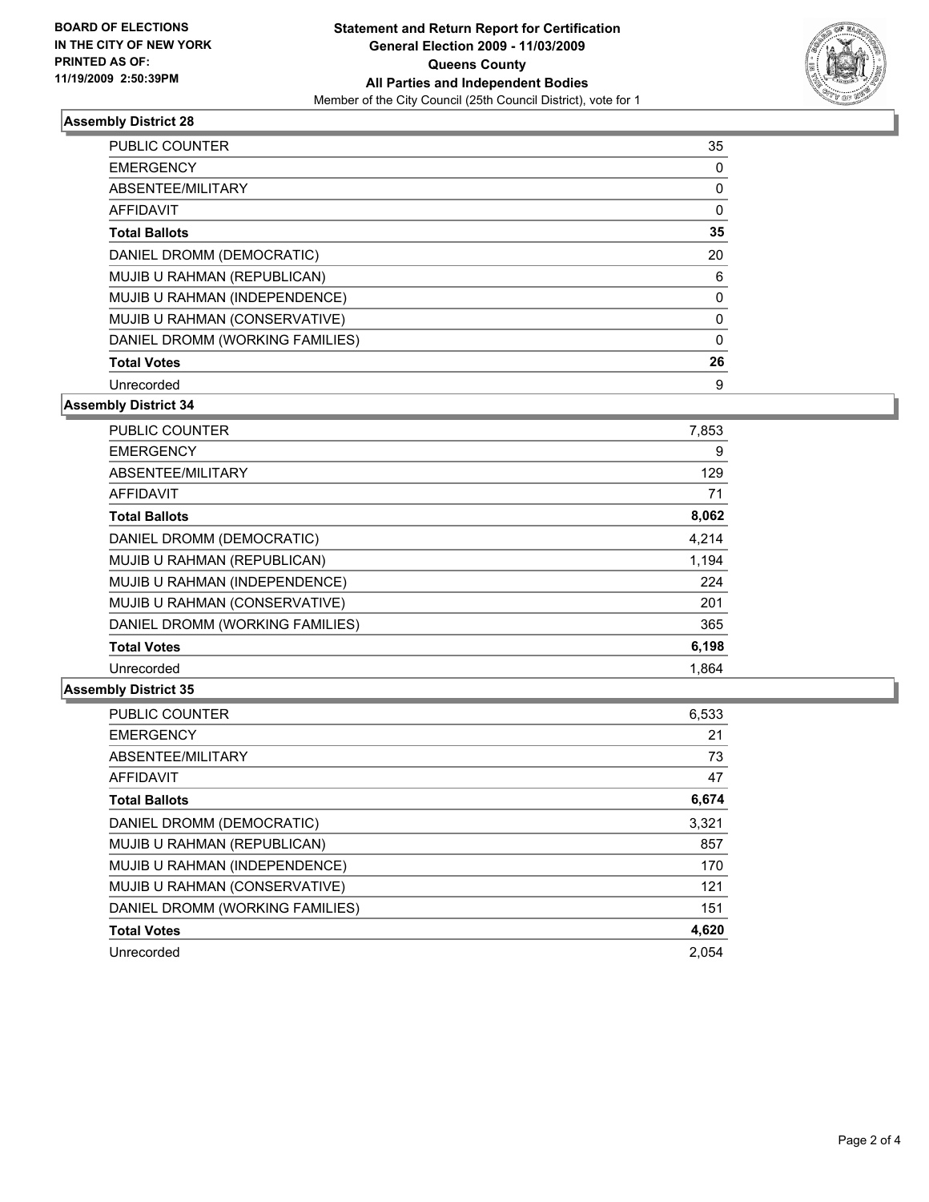**BOARD OF ELECTIONS IN THE CITY OF NEW YORK PRINTED AS OF: 11/19/2009 2:50:39PM**

**Statement and Return Report for Certification General Election 2009 - 11/03/2009 Queens County All Parties and Independent Bodies**

Member of the City Council (25th Council District), vote for 1

### Assembly District 28

| | |
|---|---|
| PUBLIC COUNTER | 35 |
| EMERGENCY | 0 |
| ABSENTEE/MILITARY | 0 |
| AFFIDAVIT | 0 |
| **Total Ballots** | **35** |
| DANIEL DROMM (DEMOCRATIC) | 20 |
| MUJIB U RAHMAN (REPUBLICAN) | 6 |
| MUJIB U RAHMAN (INDEPENDENCE) | 0 |
| MUJIB U RAHMAN (CONSERVATIVE) | 0 |
| DANIEL DROMM (WORKING FAMILIES) | 0 |
| **Total Votes** | **26** |
| Unrecorded | 9 |

### Assembly District 34

| | |
|---|---|
| PUBLIC COUNTER | 7,853 |
| EMERGENCY | 9 |
| ABSENTEE/MILITARY | 129 |
| AFFIDAVIT | 71 |
| **Total Ballots** | **8,062** |
| DANIEL DROMM (DEMOCRATIC) | 4,214 |
| MUJIB U RAHMAN (REPUBLICAN) | 1,194 |
| MUJIB U RAHMAN (INDEPENDENCE) | 224 |
| MUJIB U RAHMAN (CONSERVATIVE) | 201 |
| DANIEL DROMM (WORKING FAMILIES) | 365 |
| **Total Votes** | **6,198** |
| Unrecorded | 1,864 |

### Assembly District 35

| | |
|---|---|
| PUBLIC COUNTER | 6,533 |
| EMERGENCY | 21 |
| ABSENTEE/MILITARY | 73 |
| AFFIDAVIT | 47 |
| **Total Ballots** | **6,674** |
| DANIEL DROMM (DEMOCRATIC) | 3,321 |
| MUJIB U RAHMAN (REPUBLICAN) | 857 |
| MUJIB U RAHMAN (INDEPENDENCE) | 170 |
| MUJIB U RAHMAN (CONSERVATIVE) | 121 |
| DANIEL DROMM (WORKING FAMILIES) | 151 |
| **Total Votes** | **4,620** |
| Unrecorded | 2,054 |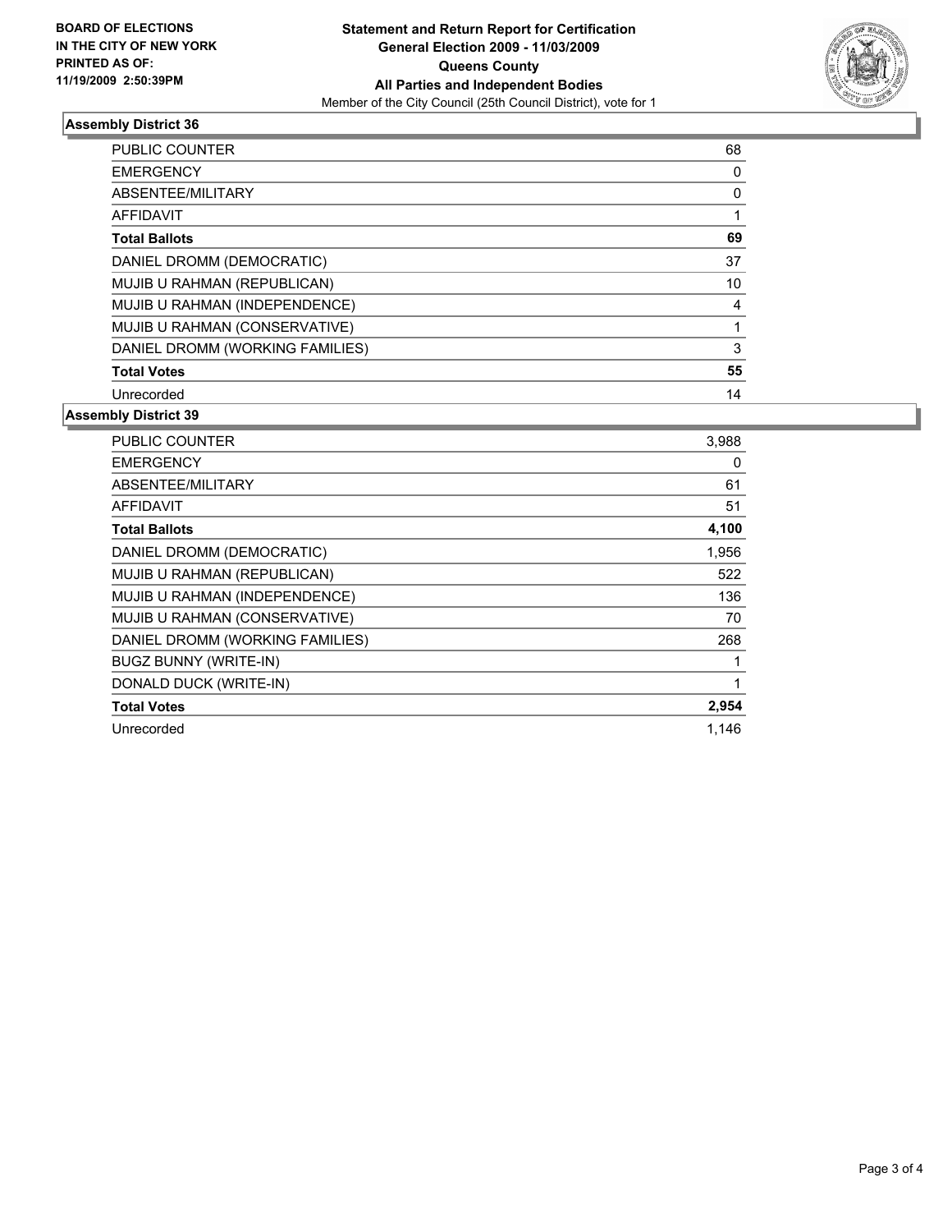**BOARD OF ELECTIONS IN THE CITY OF NEW YORK PRINTED AS OF: 11/19/2009 2:50:39PM**

**Statement and Return Report for Certification**
**General Election 2009 - 11/03/2009**
**Queens County**
**All Parties and Independent Bodies**
Member of the City Council (25th Council District), vote for 1

### Assembly District 36

| | |
|---|---|
| PUBLIC COUNTER | 68 |
| EMERGENCY | 0 |
| ABSENTEE/MILITARY | 0 |
| AFFIDAVIT | 1 |
| **Total Ballots** | **69** |
| DANIEL DROMM (DEMOCRATIC) | 37 |
| MUJIB U RAHMAN (REPUBLICAN) | 10 |
| MUJIB U RAHMAN (INDEPENDENCE) | 4 |
| MUJIB U RAHMAN (CONSERVATIVE) | 1 |
| DANIEL DROMM (WORKING FAMILIES) | 3 |
| **Total Votes** | **55** |
| Unrecorded | 14 |

### Assembly District 39

| | |
|---|---|
| PUBLIC COUNTER | 3,988 |
| EMERGENCY | 0 |
| ABSENTEE/MILITARY | 61 |
| AFFIDAVIT | 51 |
| **Total Ballots** | **4,100** |
| DANIEL DROMM (DEMOCRATIC) | 1,956 |
| MUJIB U RAHMAN (REPUBLICAN) | 522 |
| MUJIB U RAHMAN (INDEPENDENCE) | 136 |
| MUJIB U RAHMAN (CONSERVATIVE) | 70 |
| DANIEL DROMM (WORKING FAMILIES) | 268 |
| BUGZ BUNNY (WRITE-IN) | 1 |
| DONALD DUCK (WRITE-IN) | 1 |
| **Total Votes** | **2,954** |
| Unrecorded | 1,146 |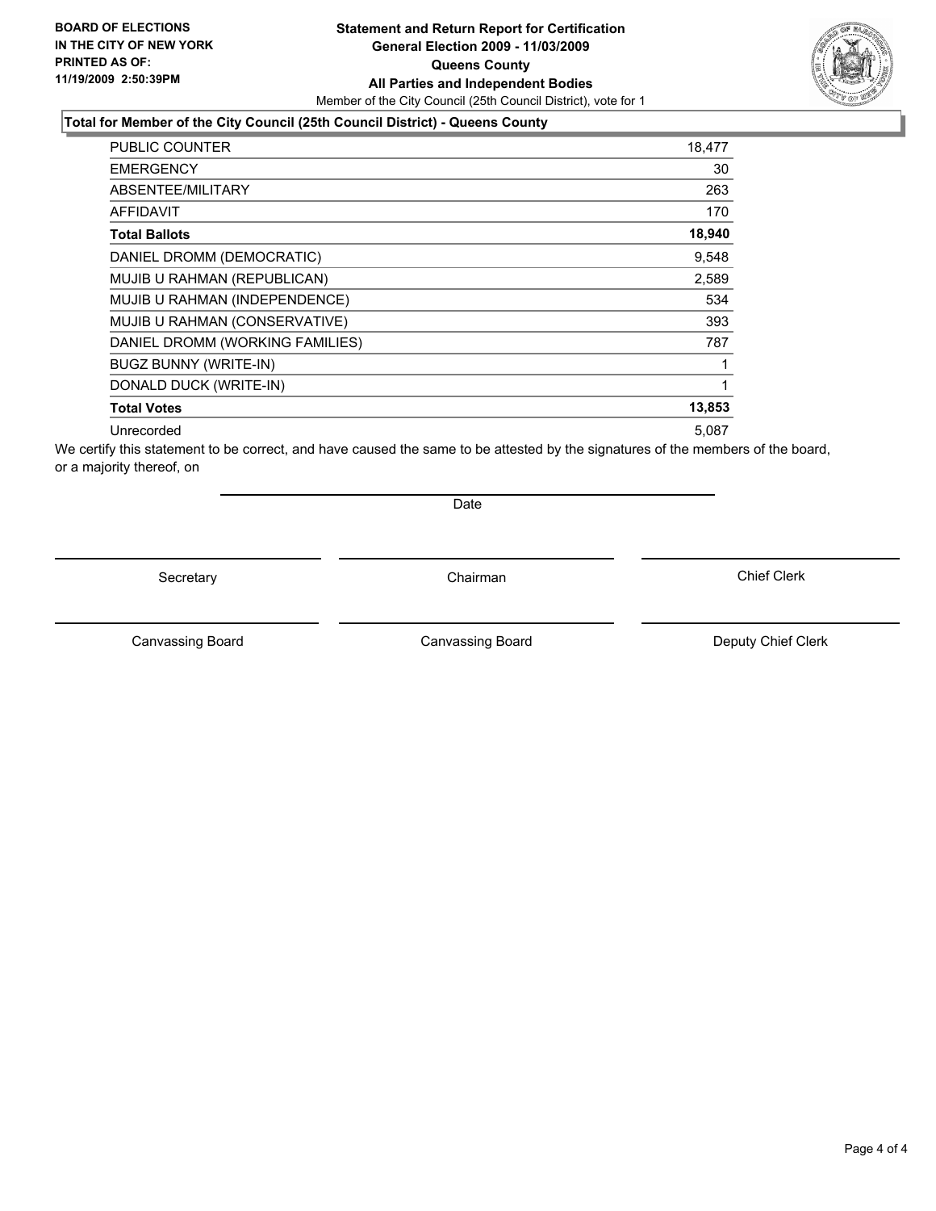**BOARD OF ELECTIONS IN THE CITY OF NEW YORK PRINTED AS OF: 11/19/2009 2:50:39PM**

**Statement and Return Report for Certification**
**General Election 2009 - 11/03/2009**
**Queens County**
**All Parties and Independent Bodies**
Member of the City Council (25th Council District), vote for 1

**Total for Member of the City Council (25th Council District) - Queens County**

| | |
|---|---|
| PUBLIC COUNTER | 18,477 |
| EMERGENCY | 30 |
| ABSENTEE/MILITARY | 263 |
| AFFIDAVIT | 170 |
| **Total Ballots** | **18,940** |
| DANIEL DROMM (DEMOCRATIC) | 9,548 |
| MUJIB U RAHMAN (REPUBLICAN) | 2,589 |
| MUJIB U RAHMAN (INDEPENDENCE) | 534 |
| MUJIB U RAHMAN (CONSERVATIVE) | 393 |
| DANIEL DROMM (WORKING FAMILIES) | 787 |
| BUGZ BUNNY (WRITE-IN) | 1 |
| DONALD DUCK (WRITE-IN) | 1 |
| **Total Votes** | **13,853** |
| Unrecorded | 5,087 |

We certify this statement to be correct, and have caused the same to be attested by the signatures of the members of the board, or a majority thereof, on

Date

Secretary | Chairman | Chief Clerk

Canvassing Board | Canvassing Board | Deputy Chief Clerk